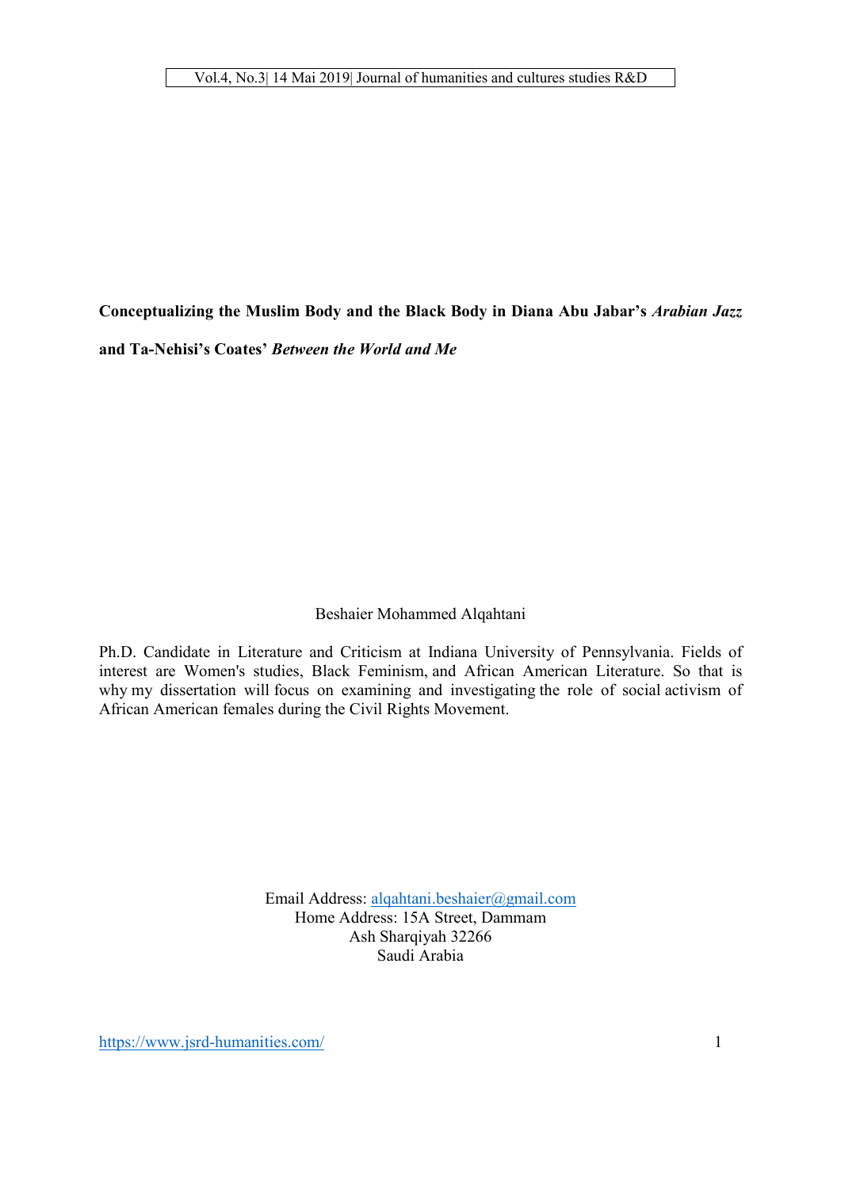# Conceptualizing the Muslim Body and the Black Body in Diana Abu Jabar's *Arabian Jazz* and Ta-Nehisi's Coates' *Between the World and Me*

Beshaier Mohammed Alqahtani

Ph.D. Candidate in Literature and Criticism at Indiana University of Pennsylvania. Fields of interest are Women's studies, Black Feminism, and African American Literature. So that is why my dissertation will focus on examining and investigating the role of social activism of African American females during the Civil Rights Movement.

Email Address: alqahtani.beshaier@gmail.com
Home Address: 15A Street, Dammam
Ash Sharqiyah 32266
Saudi Arabia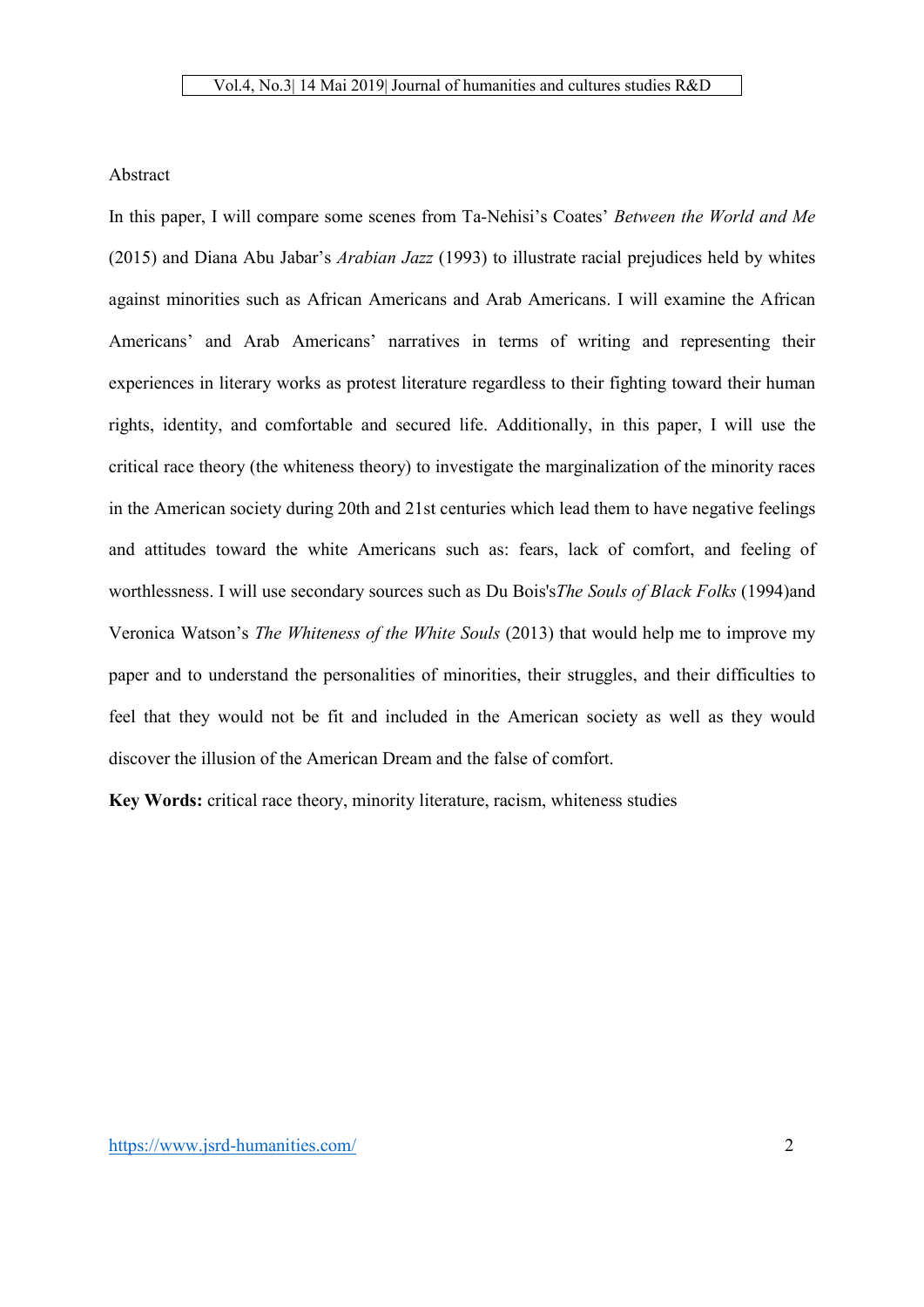Abstract

In this paper, I will compare some scenes from Ta-Nehisi's Coates' *Between the World and Me* (2015) and Diana Abu Jabar's *Arabian Jazz* (1993) to illustrate racial prejudices held by whites against minorities such as African Americans and Arab Americans. I will examine the African Americans' and Arab Americans' narratives in terms of writing and representing their experiences in literary works as protest literature regardless to their fighting toward their human rights, identity, and comfortable and secured life. Additionally, in this paper, I will use the critical race theory (the whiteness theory) to investigate the marginalization of the minority races in the American society during 20th and 21st centuries which lead them to have negative feelings and attitudes toward the white Americans such as: fears, lack of comfort, and feeling of worthlessness. I will use secondary sources such as Du Bois's*The Souls of Black Folks* (1994)and Veronica Watson's *The Whiteness of the White Souls* (2013) that would help me to improve my paper and to understand the personalities of minorities, their struggles, and their difficulties to feel that they would not be fit and included in the American society as well as they would discover the illusion of the American Dream and the false of comfort.

**Key Words:** critical race theory, minority literature, racism, whiteness studies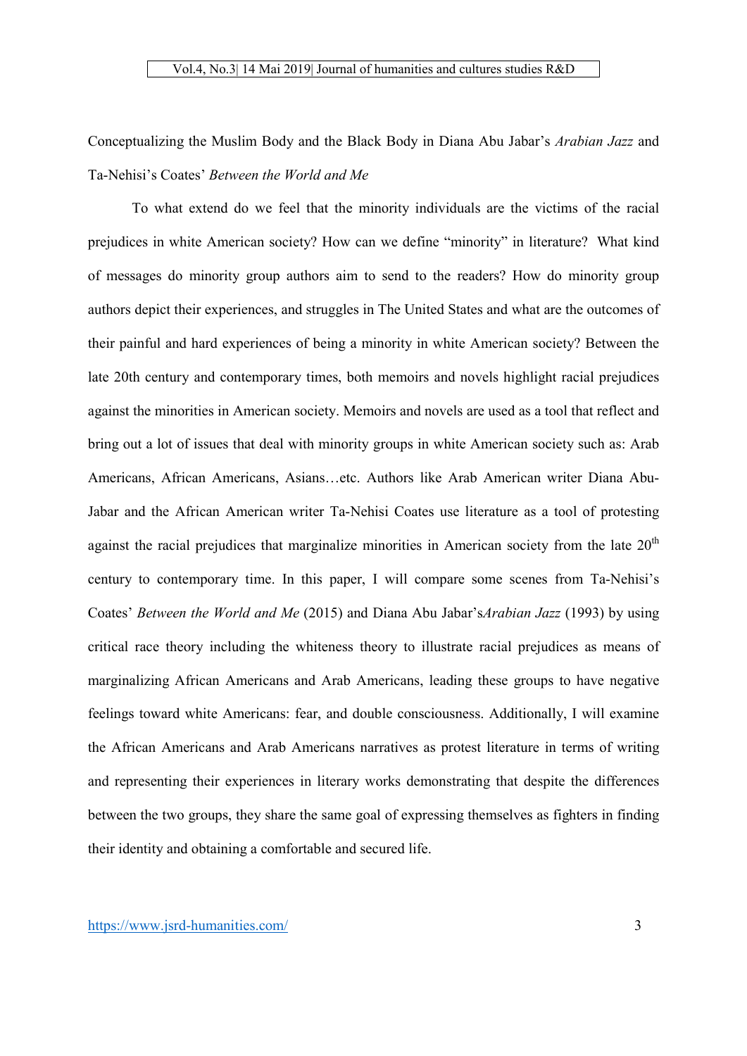Conceptualizing the Muslim Body and the Black Body in Diana Abu Jabar's *Arabian Jazz* and Ta-Nehisi's Coates' *Between the World and Me*

To what extend do we feel that the minority individuals are the victims of the racial prejudices in white American society? How can we define "minority" in literature? What kind of messages do minority group authors aim to send to the readers? How do minority group authors depict their experiences, and struggles in The United States and what are the outcomes of their painful and hard experiences of being a minority in white American society? Between the late 20th century and contemporary times, both memoirs and novels highlight racial prejudices against the minorities in American society. Memoirs and novels are used as a tool that reflect and bring out a lot of issues that deal with minority groups in white American society such as: Arab Americans, African Americans, Asians…etc. Authors like Arab American writer Diana Abu-Jabar and the African American writer Ta-Nehisi Coates use literature as a tool of protesting against the racial prejudices that marginalize minorities in American society from the late 20th century to contemporary time. In this paper, I will compare some scenes from Ta-Nehisi's Coates' *Between the World and Me* (2015) and Diana Abu Jabar's*Arabian Jazz* (1993) by using critical race theory including the whiteness theory to illustrate racial prejudices as means of marginalizing African Americans and Arab Americans, leading these groups to have negative feelings toward white Americans: fear, and double consciousness. Additionally, I will examine the African Americans and Arab Americans narratives as protest literature in terms of writing and representing their experiences in literary works demonstrating that despite the differences between the two groups, they share the same goal of expressing themselves as fighters in finding their identity and obtaining a comfortable and secured life.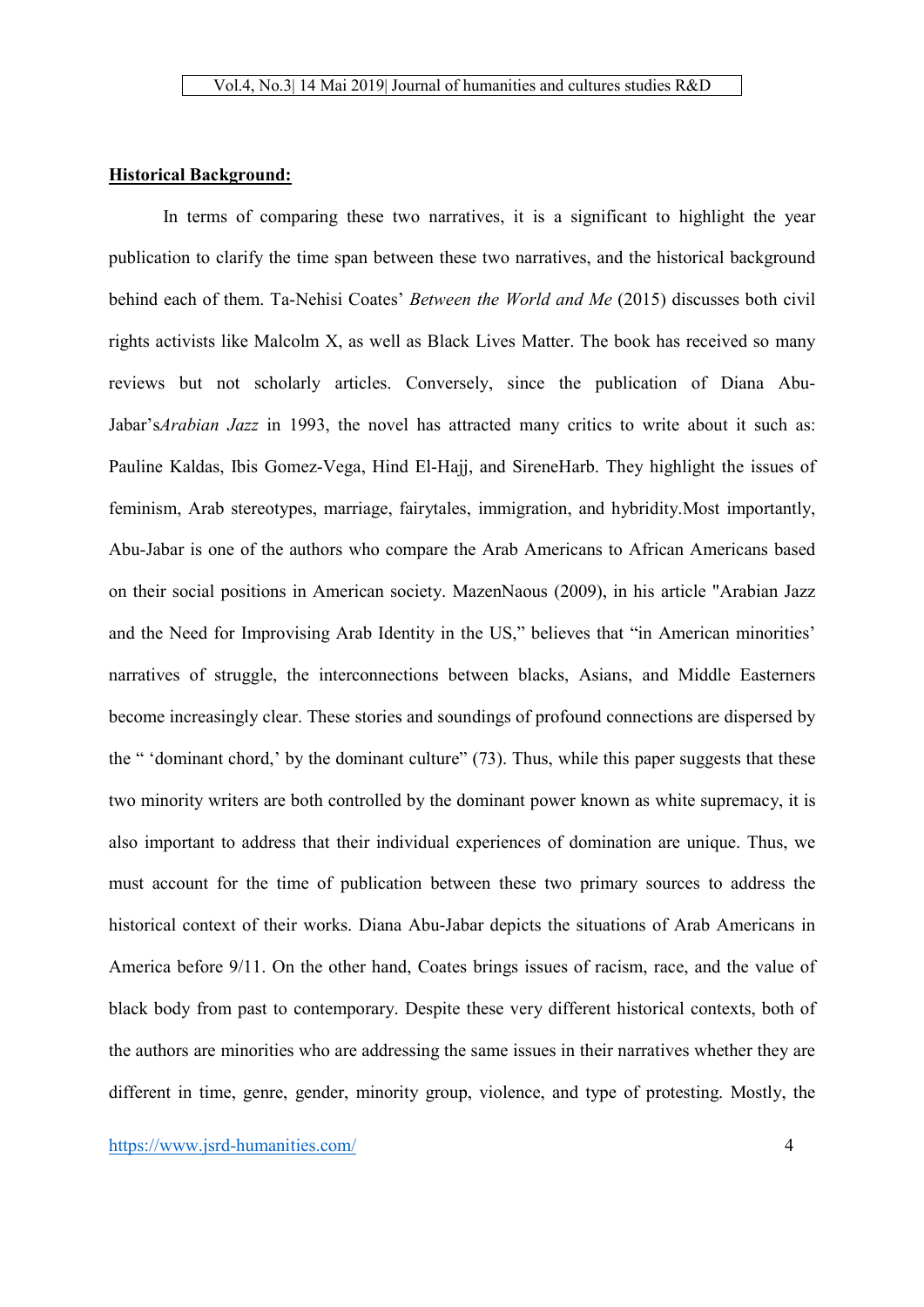**Historical Background:**

In terms of comparing these two narratives, it is a significant to highlight the year publication to clarify the time span between these two narratives, and the historical background behind each of them. Ta-Nehisi Coates' *Between the World and Me* (2015) discusses both civil rights activists like Malcolm X, as well as Black Lives Matter. The book has received so many reviews but not scholarly articles. Conversely, since the publication of Diana Abu-Jabar's*Arabian Jazz* in 1993, the novel has attracted many critics to write about it such as: Pauline Kaldas, Ibis Gomez-Vega, Hind El-Hajj, and SireneHarb. They highlight the issues of feminism, Arab stereotypes, marriage, fairytales, immigration, and hybridity.Most importantly, Abu-Jabar is one of the authors who compare the Arab Americans to African Americans based on their social positions in American society. MazenNaous (2009), in his article "Arabian Jazz and the Need for Improvising Arab Identity in the US," believes that "in American minorities' narratives of struggle, the interconnections between blacks, Asians, and Middle Easterners become increasingly clear. These stories and soundings of profound connections are dispersed by the " 'dominant chord,' by the dominant culture" (73). Thus, while this paper suggests that these two minority writers are both controlled by the dominant power known as white supremacy, it is also important to address that their individual experiences of domination are unique. Thus, we must account for the time of publication between these two primary sources to address the historical context of their works. Diana Abu-Jabar depicts the situations of Arab Americans in America before 9/11. On the other hand, Coates brings issues of racism, race, and the value of black body from past to contemporary. Despite these very different historical contexts, both of the authors are minorities who are addressing the same issues in their narratives whether they are different in time, genre, gender, minority group, violence, and type of protesting. Mostly, the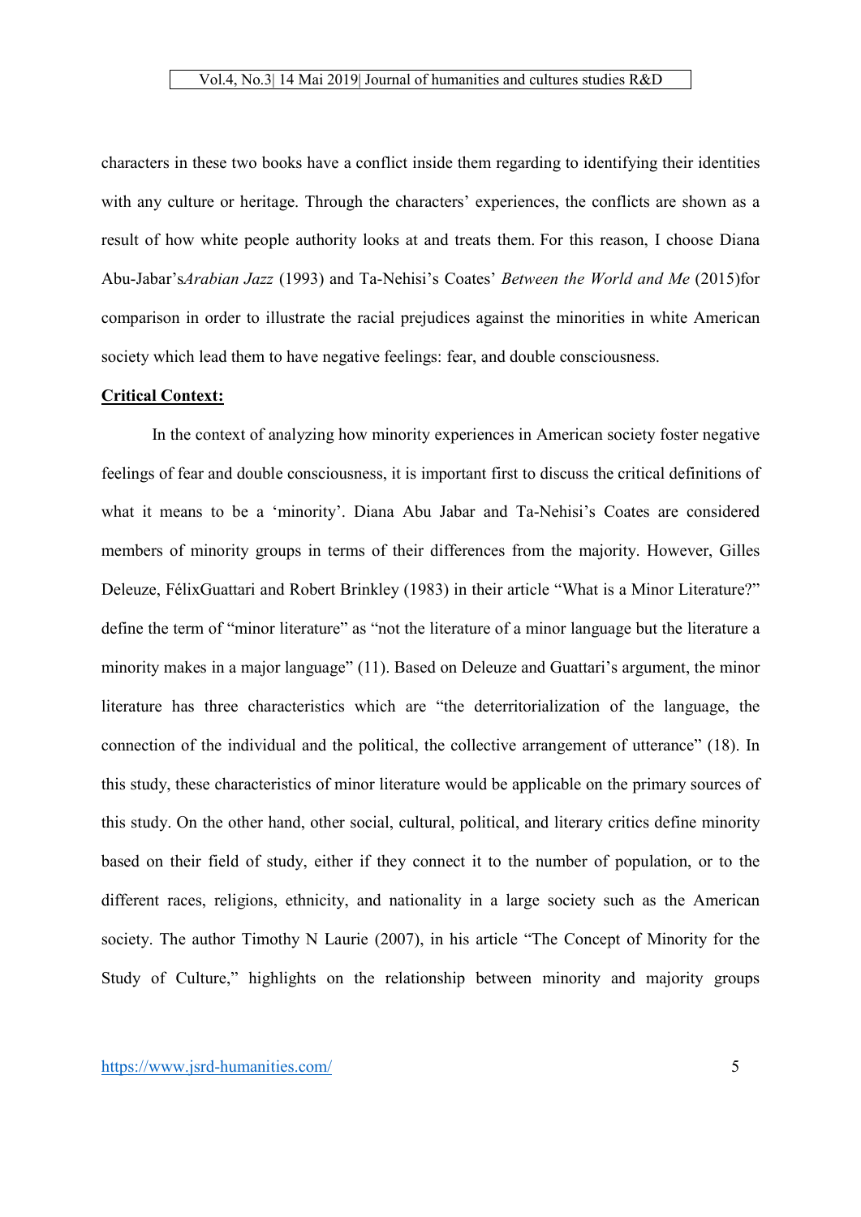characters in these two books have a conflict inside them regarding to identifying their identities with any culture or heritage. Through the characters' experiences, the conflicts are shown as a result of how white people authority looks at and treats them. For this reason, I choose Diana Abu-Jabar's*Arabian Jazz* (1993) and Ta-Nehisi's Coates' *Between the World and Me* (2015)for comparison in order to illustrate the racial prejudices against the minorities in white American society which lead them to have negative feelings: fear, and double consciousness.

**Critical Context:**

In the context of analyzing how minority experiences in American society foster negative feelings of fear and double consciousness, it is important first to discuss the critical definitions of what it means to be a 'minority'. Diana Abu Jabar and Ta-Nehisi's Coates are considered members of minority groups in terms of their differences from the majority. However, Gilles Deleuze, FélixGuattari and Robert Brinkley (1983) in their article "What is a Minor Literature?" define the term of "minor literature" as "not the literature of a minor language but the literature a minority makes in a major language" (11). Based on Deleuze and Guattari's argument, the minor literature has three characteristics which are "the deterritorialization of the language, the connection of the individual and the political, the collective arrangement of utterance" (18). In this study, these characteristics of minor literature would be applicable on the primary sources of this study. On the other hand, other social, cultural, political, and literary critics define minority based on their field of study, either if they connect it to the number of population, or to the different races, religions, ethnicity, and nationality in a large society such as the American society. The author Timothy N Laurie (2007), in his article "The Concept of Minority for the Study of Culture," highlights on the relationship between minority and majority groups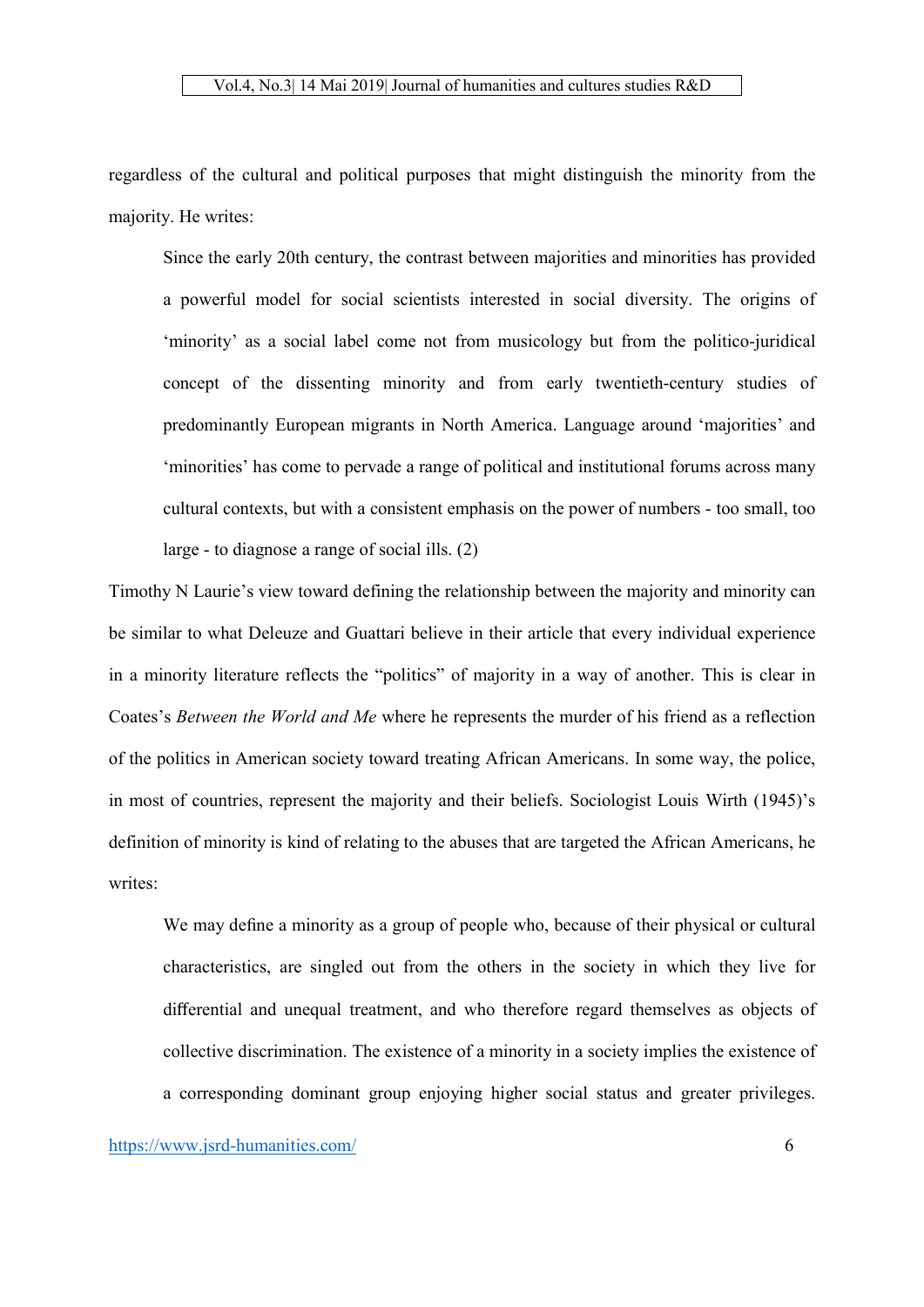regardless of the cultural and political purposes that might distinguish the minority from the majority. He writes:

> Since the early 20th century, the contrast between majorities and minorities has provided a powerful model for social scientists interested in social diversity. The origins of 'minority' as a social label come not from musicology but from the politico-juridical concept of the dissenting minority and from early twentieth-century studies of predominantly European migrants in North America. Language around 'majorities' and 'minorities' has come to pervade a range of political and institutional forums across many cultural contexts, but with a consistent emphasis on the power of numbers - too small, too large - to diagnose a range of social ills. (2)

Timothy N Laurie's view toward defining the relationship between the majority and minority can be similar to what Deleuze and Guattari believe in their article that every individual experience in a minority literature reflects the "politics" of majority in a way of another. This is clear in Coates's *Between the World and Me* where he represents the murder of his friend as a reflection of the politics in American society toward treating African Americans. In some way, the police, in most of countries, represent the majority and their beliefs. Sociologist Louis Wirth (1945)'s definition of minority is kind of relating to the abuses that are targeted the African Americans, he writes:

> We may define a minority as a group of people who, because of their physical or cultural characteristics, are singled out from the others in the society in which they live for differential and unequal treatment, and who therefore regard themselves as objects of collective discrimination. The existence of a minority in a society implies the existence of a corresponding dominant group enjoying higher social status and greater privileges.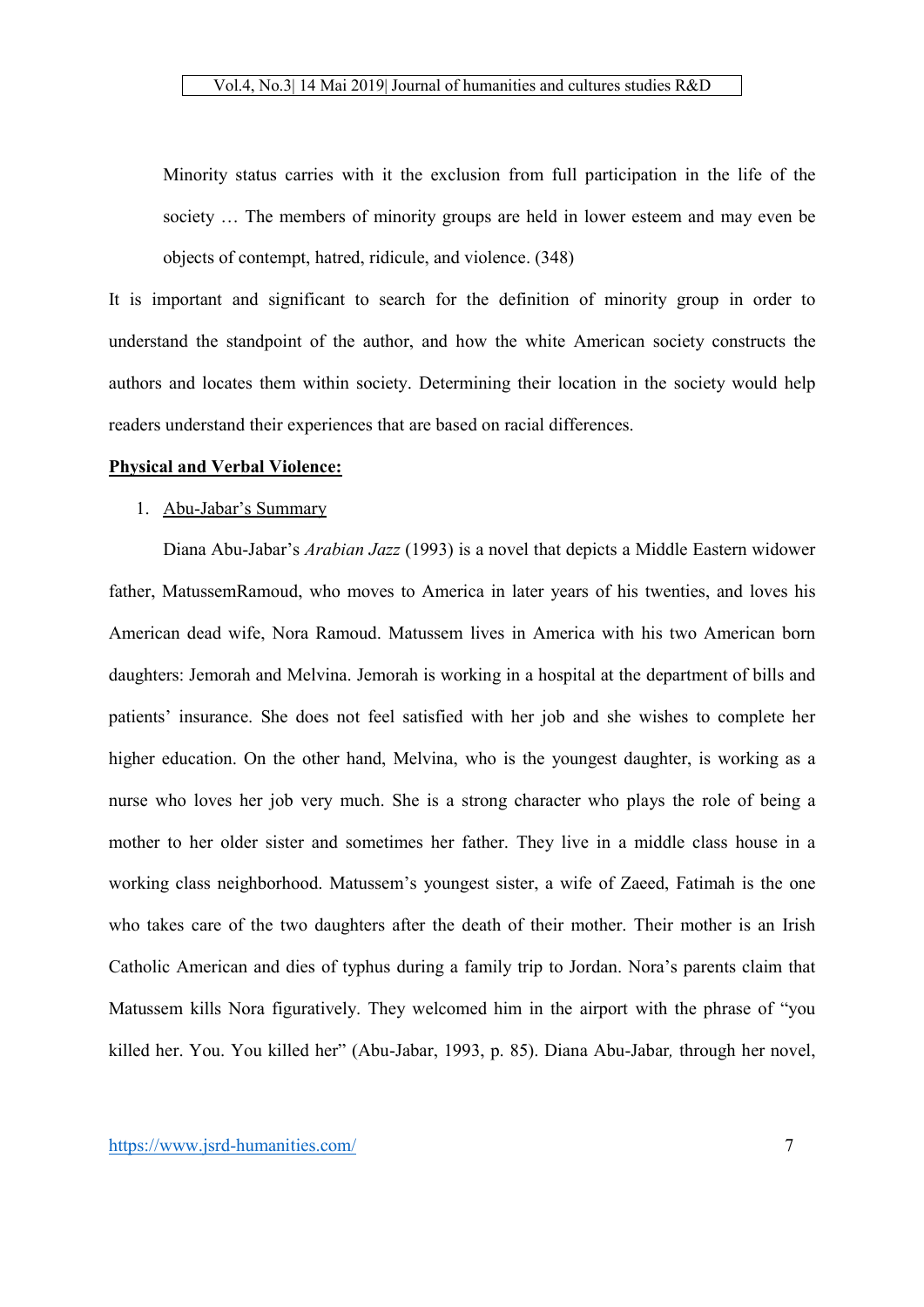> Minority status carries with it the exclusion from full participation in the life of the society … The members of minority groups are held in lower esteem and may even be objects of contempt, hatred, ridicule, and violence. (348)

It is important and significant to search for the definition of minority group in order to understand the standpoint of the author, and how the white American society constructs the authors and locates them within society. Determining their location in the society would help readers understand their experiences that are based on racial differences.

**Physical and Verbal Violence:**

1. Abu-Jabar's Summary

Diana Abu-Jabar's *Arabian Jazz* (1993) is a novel that depicts a Middle Eastern widower father, MatussemRamoud, who moves to America in later years of his twenties, and loves his American dead wife, Nora Ramoud. Matussem lives in America with his two American born daughters: Jemorah and Melvina. Jemorah is working in a hospital at the department of bills and patients' insurance. She does not feel satisfied with her job and she wishes to complete her higher education. On the other hand, Melvina, who is the youngest daughter, is working as a nurse who loves her job very much. She is a strong character who plays the role of being a mother to her older sister and sometimes her father. They live in a middle class house in a working class neighborhood. Matussem's youngest sister, a wife of Zaeed, Fatimah is the one who takes care of the two daughters after the death of their mother. Their mother is an Irish Catholic American and dies of typhus during a family trip to Jordan. Nora's parents claim that Matussem kills Nora figuratively. They welcomed him in the airport with the phrase of "you killed her. You. You killed her" (Abu-Jabar, 1993, p. 85). Diana Abu-Jabar*,* through her novel,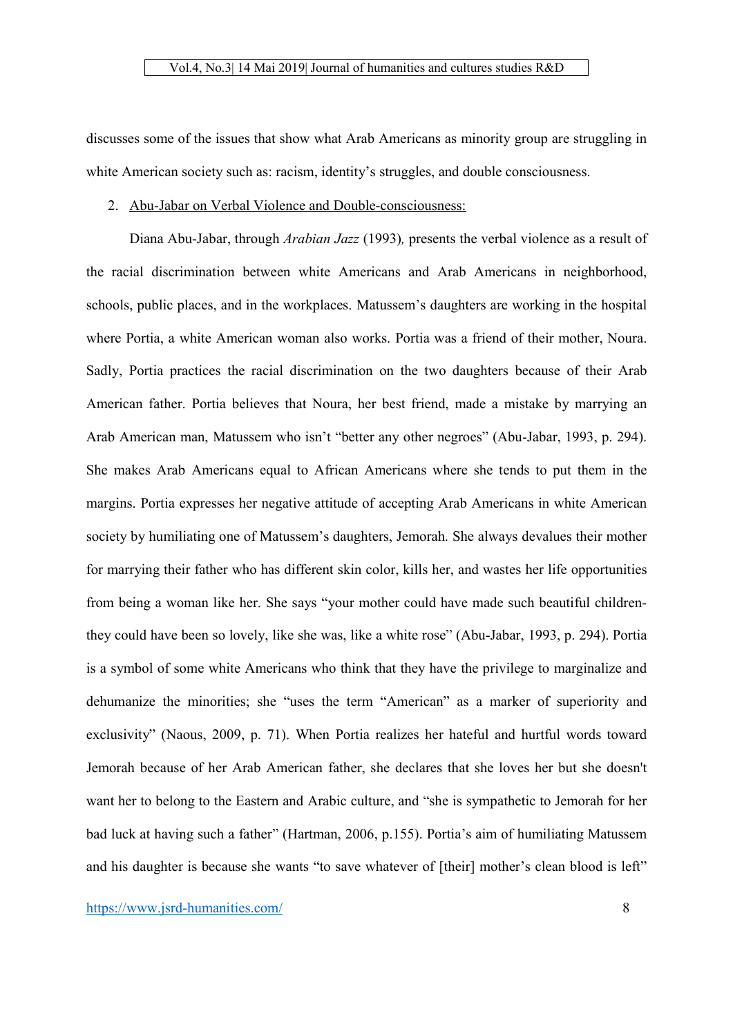discusses some of the issues that show what Arab Americans as minority group are struggling in white American society such as: racism, identity's struggles, and double consciousness.

2. Abu-Jabar on Verbal Violence and Double-consciousness:

Diana Abu-Jabar, through *Arabian Jazz* (1993)*,* presents the verbal violence as a result of the racial discrimination between white Americans and Arab Americans in neighborhood, schools, public places, and in the workplaces. Matussem's daughters are working in the hospital where Portia, a white American woman also works. Portia was a friend of their mother, Noura. Sadly, Portia practices the racial discrimination on the two daughters because of their Arab American father. Portia believes that Noura, her best friend, made a mistake by marrying an Arab American man, Matussem who isn't "better any other negroes" (Abu-Jabar, 1993, p. 294). She makes Arab Americans equal to African Americans where she tends to put them in the margins. Portia expresses her negative attitude of accepting Arab Americans in white American society by humiliating one of Matussem's daughters, Jemorah. She always devalues their mother for marrying their father who has different skin color, kills her, and wastes her life opportunities from being a woman like her. She says "your mother could have made such beautiful children-they could have been so lovely, like she was, like a white rose" (Abu-Jabar, 1993, p. 294). Portia is a symbol of some white Americans who think that they have the privilege to marginalize and dehumanize the minorities; she "uses the term "American" as a marker of superiority and exclusivity" (Naous, 2009, p. 71). When Portia realizes her hateful and hurtful words toward Jemorah because of her Arab American father, she declares that she loves her but she doesn't want her to belong to the Eastern and Arabic culture, and "she is sympathetic to Jemorah for her bad luck at having such a father" (Hartman, 2006, p.155). Portia's aim of humiliating Matussem and his daughter is because she wants "to save whatever of [their] mother's clean blood is left"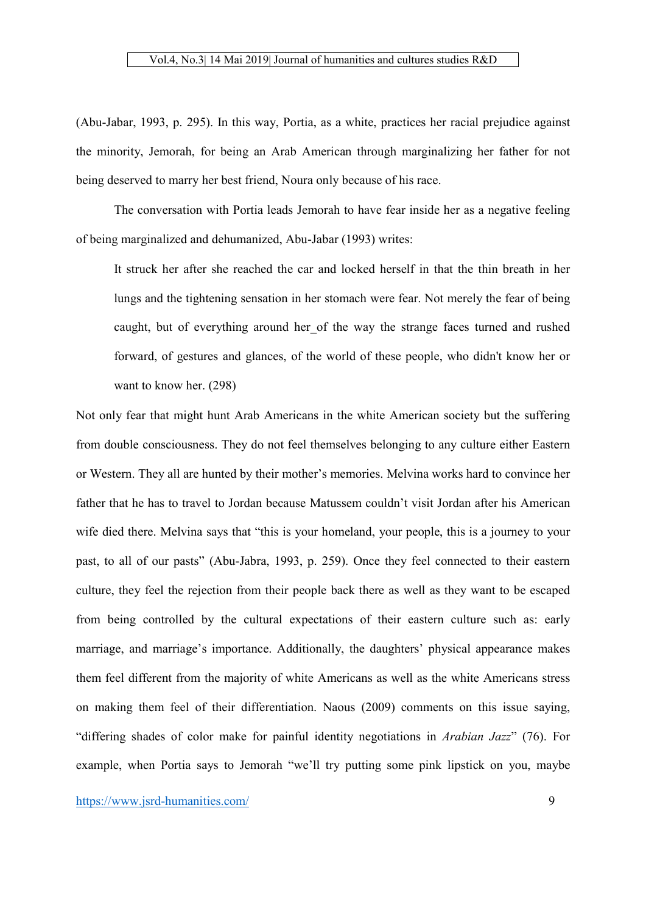(Abu-Jabar, 1993, p. 295). In this way, Portia, as a white, practices her racial prejudice against the minority, Jemorah, for being an Arab American through marginalizing her father for not being deserved to marry her best friend, Noura only because of his race.

The conversation with Portia leads Jemorah to have fear inside her as a negative feeling of being marginalized and dehumanized, Abu-Jabar (1993) writes:

> It struck her after she reached the car and locked herself in that the thin breath in her lungs and the tightening sensation in her stomach were fear. Not merely the fear of being caught, but of everything around her_of the way the strange faces turned and rushed forward, of gestures and glances, of the world of these people, who didn't know her or want to know her. (298)

Not only fear that might hunt Arab Americans in the white American society but the suffering from double consciousness. They do not feel themselves belonging to any culture either Eastern or Western. They all are hunted by their mother's memories. Melvina works hard to convince her father that he has to travel to Jordan because Matussem couldn't visit Jordan after his American wife died there. Melvina says that "this is your homeland, your people, this is a journey to your past, to all of our pasts" (Abu-Jabra, 1993, p. 259). Once they feel connected to their eastern culture, they feel the rejection from their people back there as well as they want to be escaped from being controlled by the cultural expectations of their eastern culture such as: early marriage, and marriage's importance. Additionally, the daughters' physical appearance makes them feel different from the majority of white Americans as well as the white Americans stress on making them feel of their differentiation. Naous (2009) comments on this issue saying, "differing shades of color make for painful identity negotiations in *Arabian Jazz*" (76). For example, when Portia says to Jemorah "we'll try putting some pink lipstick on you, maybe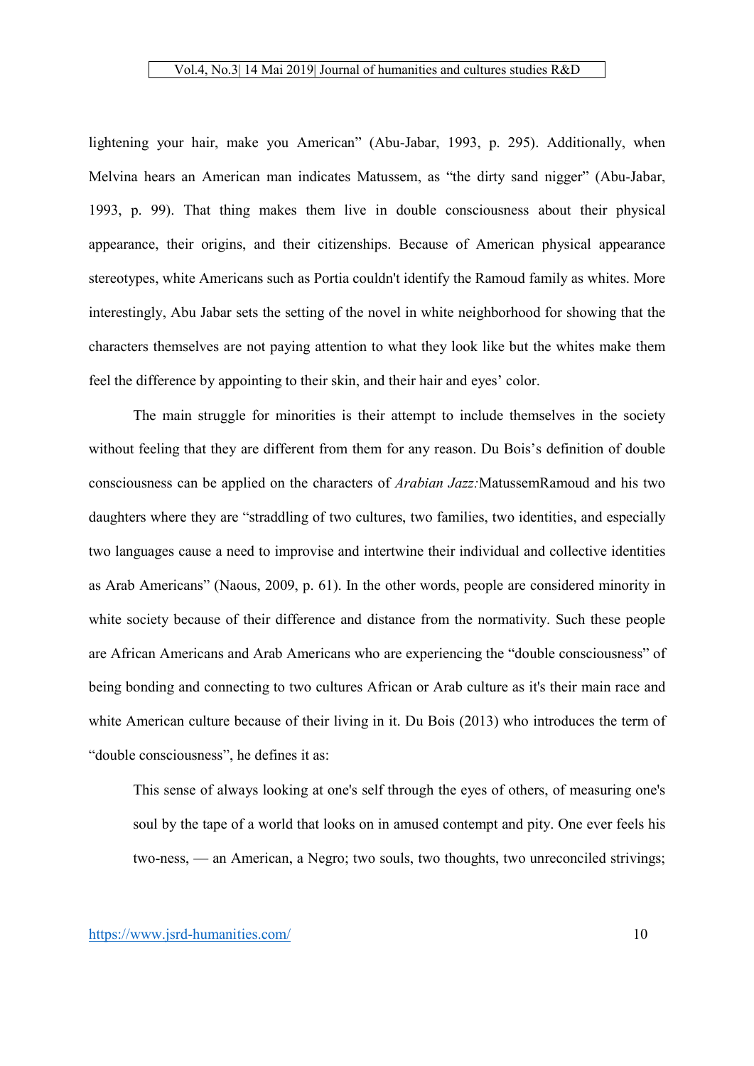lightening your hair, make you American" (Abu-Jabar, 1993, p. 295). Additionally, when Melvina hears an American man indicates Matussem, as "the dirty sand nigger" (Abu-Jabar, 1993, p. 99). That thing makes them live in double consciousness about their physical appearance, their origins, and their citizenships. Because of American physical appearance stereotypes, white Americans such as Portia couldn't identify the Ramoud family as whites. More interestingly, Abu Jabar sets the setting of the novel in white neighborhood for showing that the characters themselves are not paying attention to what they look like but the whites make them feel the difference by appointing to their skin, and their hair and eyes' color.

The main struggle for minorities is their attempt to include themselves in the society without feeling that they are different from them for any reason. Du Bois's definition of double consciousness can be applied on the characters of *Arabian Jazz:*MatussemRamoud and his two daughters where they are "straddling of two cultures, two families, two identities, and especially two languages cause a need to improvise and intertwine their individual and collective identities as Arab Americans" (Naous, 2009, p. 61). In the other words, people are considered minority in white society because of their difference and distance from the normativity. Such these people are African Americans and Arab Americans who are experiencing the "double consciousness" of being bonding and connecting to two cultures African or Arab culture as it's their main race and white American culture because of their living in it. Du Bois (2013) who introduces the term of "double consciousness", he defines it as:

> This sense of always looking at one's self through the eyes of others, of measuring one's soul by the tape of a world that looks on in amused contempt and pity. One ever feels his two-ness, — an American, a Negro; two souls, two thoughts, two unreconciled strivings;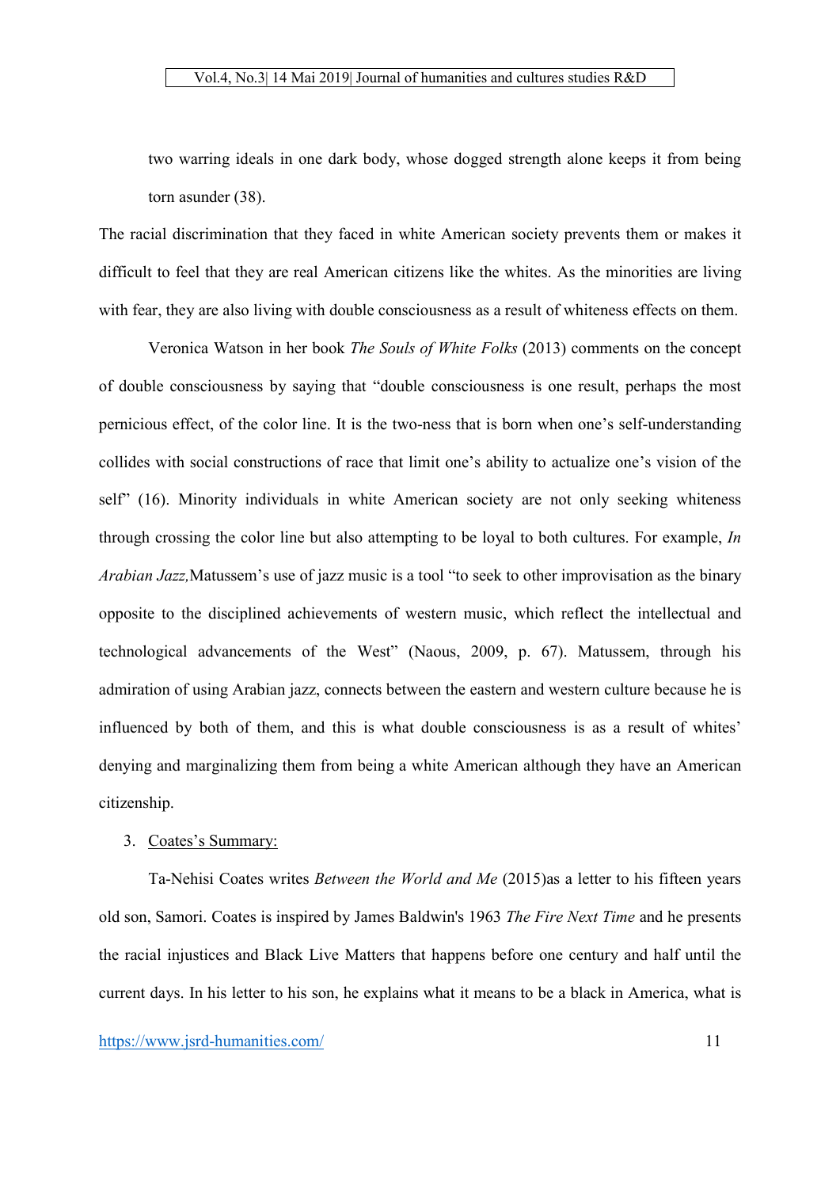two warring ideals in one dark body, whose dogged strength alone keeps it from being torn asunder (38).

The racial discrimination that they faced in white American society prevents them or makes it difficult to feel that they are real American citizens like the whites. As the minorities are living with fear, they are also living with double consciousness as a result of whiteness effects on them.

Veronica Watson in her book *The Souls of White Folks* (2013) comments on the concept of double consciousness by saying that "double consciousness is one result, perhaps the most pernicious effect, of the color line. It is the two-ness that is born when one's self-understanding collides with social constructions of race that limit one's ability to actualize one's vision of the self" (16). Minority individuals in white American society are not only seeking whiteness through crossing the color line but also attempting to be loyal to both cultures. For example, *In Arabian Jazz,*Matussem's use of jazz music is a tool "to seek to other improvisation as the binary opposite to the disciplined achievements of western music, which reflect the intellectual and technological advancements of the West" (Naous, 2009, p. 67). Matussem, through his admiration of using Arabian jazz, connects between the eastern and western culture because he is influenced by both of them, and this is what double consciousness is as a result of whites' denying and marginalizing them from being a white American although they have an American citizenship.

3. Coates's Summary:

Ta-Nehisi Coates writes *Between the World and Me* (2015)as a letter to his fifteen years old son, Samori. Coates is inspired by James Baldwin's 1963 *The Fire Next Time* and he presents the racial injustices and Black Live Matters that happens before one century and half until the current days. In his letter to his son, he explains what it means to be a black in America, what is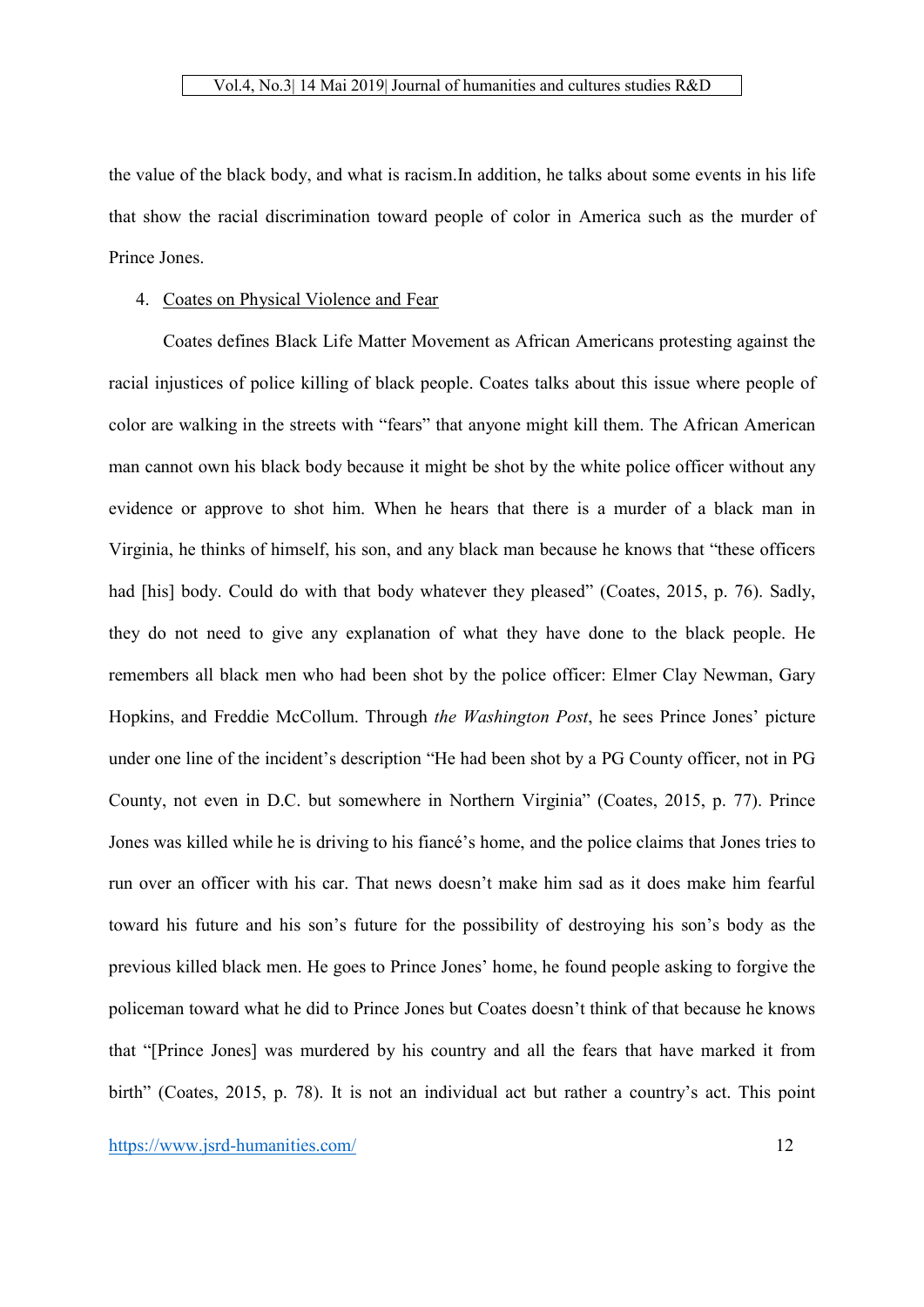the value of the black body, and what is racism.In addition, he talks about some events in his life that show the racial discrimination toward people of color in America such as the murder of Prince Jones.

4. Coates on Physical Violence and Fear

Coates defines Black Life Matter Movement as African Americans protesting against the racial injustices of police killing of black people. Coates talks about this issue where people of color are walking in the streets with "fears" that anyone might kill them. The African American man cannot own his black body because it might be shot by the white police officer without any evidence or approve to shot him. When he hears that there is a murder of a black man in Virginia, he thinks of himself, his son, and any black man because he knows that "these officers had [his] body. Could do with that body whatever they pleased" (Coates, 2015, p. 76). Sadly, they do not need to give any explanation of what they have done to the black people. He remembers all black men who had been shot by the police officer: Elmer Clay Newman, Gary Hopkins, and Freddie McCollum. Through *the Washington Post*, he sees Prince Jones' picture under one line of the incident's description "He had been shot by a PG County officer, not in PG County, not even in D.C. but somewhere in Northern Virginia" (Coates, 2015, p. 77). Prince Jones was killed while he is driving to his fiancé's home, and the police claims that Jones tries to run over an officer with his car. That news doesn't make him sad as it does make him fearful toward his future and his son's future for the possibility of destroying his son's body as the previous killed black men. He goes to Prince Jones' home, he found people asking to forgive the policeman toward what he did to Prince Jones but Coates doesn't think of that because he knows that "[Prince Jones] was murdered by his country and all the fears that have marked it from birth" (Coates, 2015, p. 78). It is not an individual act but rather a country's act. This point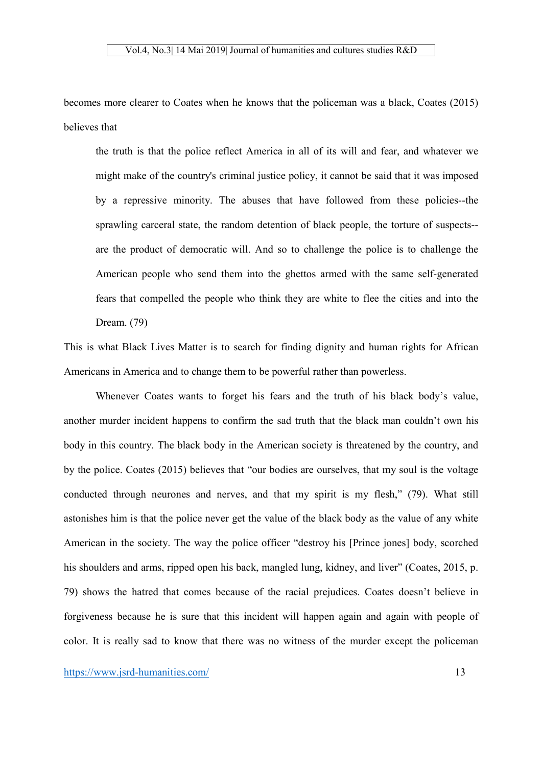becomes more clearer to Coates when he knows that the policeman was a black, Coates (2015) believes that

> the truth is that the police reflect America in all of its will and fear, and whatever we might make of the country's criminal justice policy, it cannot be said that it was imposed by a repressive minority. The abuses that have followed from these policies--the sprawling carceral state, the random detention of black people, the torture of suspects--are the product of democratic will. And so to challenge the police is to challenge the American people who send them into the ghettos armed with the same self-generated fears that compelled the people who think they are white to flee the cities and into the Dream. (79)

This is what Black Lives Matter is to search for finding dignity and human rights for African Americans in America and to change them to be powerful rather than powerless.

Whenever Coates wants to forget his fears and the truth of his black body's value, another murder incident happens to confirm the sad truth that the black man couldn't own his body in this country. The black body in the American society is threatened by the country, and by the police. Coates (2015) believes that "our bodies are ourselves, that my soul is the voltage conducted through neurones and nerves, and that my spirit is my flesh," (79). What still astonishes him is that the police never get the value of the black body as the value of any white American in the society. The way the police officer "destroy his [Prince jones] body, scorched his shoulders and arms, ripped open his back, mangled lung, kidney, and liver" (Coates, 2015, p. 79) shows the hatred that comes because of the racial prejudices. Coates doesn't believe in forgiveness because he is sure that this incident will happen again and again with people of color. It is really sad to know that there was no witness of the murder except the policeman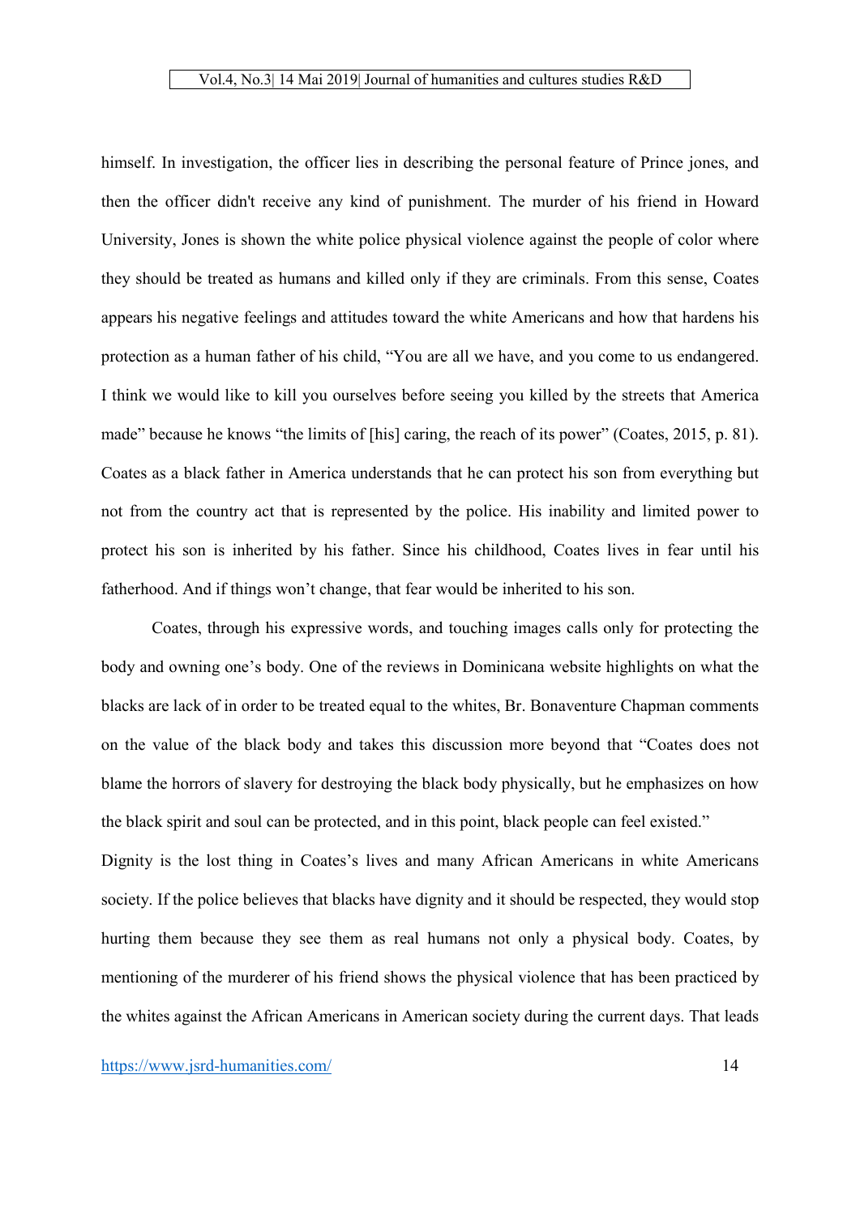himself. In investigation, the officer lies in describing the personal feature of Prince jones, and then the officer didn't receive any kind of punishment. The murder of his friend in Howard University, Jones is shown the white police physical violence against the people of color where they should be treated as humans and killed only if they are criminals. From this sense, Coates appears his negative feelings and attitudes toward the white Americans and how that hardens his protection as a human father of his child, "You are all we have, and you come to us endangered. I think we would like to kill you ourselves before seeing you killed by the streets that America made" because he knows "the limits of [his] caring, the reach of its power" (Coates, 2015, p. 81). Coates as a black father in America understands that he can protect his son from everything but not from the country act that is represented by the police. His inability and limited power to protect his son is inherited by his father. Since his childhood, Coates lives in fear until his fatherhood. And if things won't change, that fear would be inherited to his son.

Coates, through his expressive words, and touching images calls only for protecting the body and owning one's body. One of the reviews in Dominicana website highlights on what the blacks are lack of in order to be treated equal to the whites, Br. Bonaventure Chapman comments on the value of the black body and takes this discussion more beyond that "Coates does not blame the horrors of slavery for destroying the black body physically, but he emphasizes on how the black spirit and soul can be protected, and in this point, black people can feel existed."

Dignity is the lost thing in Coates's lives and many African Americans in white Americans society. If the police believes that blacks have dignity and it should be respected, they would stop hurting them because they see them as real humans not only a physical body. Coates, by mentioning of the murderer of his friend shows the physical violence that has been practiced by the whites against the African Americans in American society during the current days. That leads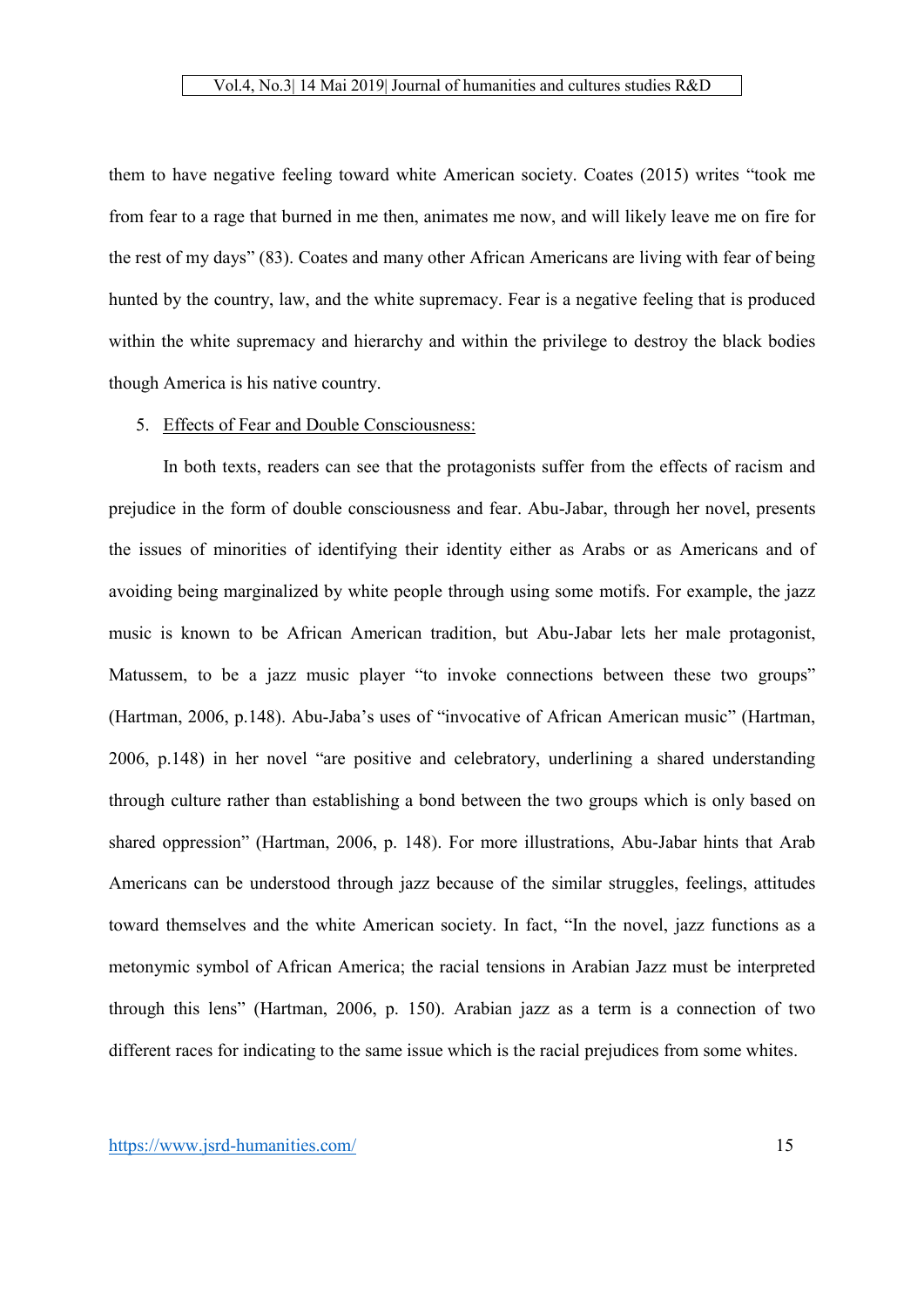them to have negative feeling toward white American society. Coates (2015) writes "took me from fear to a rage that burned in me then, animates me now, and will likely leave me on fire for the rest of my days" (83). Coates and many other African Americans are living with fear of being hunted by the country, law, and the white supremacy. Fear is a negative feeling that is produced within the white supremacy and hierarchy and within the privilege to destroy the black bodies though America is his native country.

5. Effects of Fear and Double Consciousness:

In both texts, readers can see that the protagonists suffer from the effects of racism and prejudice in the form of double consciousness and fear. Abu-Jabar, through her novel, presents the issues of minorities of identifying their identity either as Arabs or as Americans and of avoiding being marginalized by white people through using some motifs. For example, the jazz music is known to be African American tradition, but Abu-Jabar lets her male protagonist, Matussem, to be a jazz music player "to invoke connections between these two groups" (Hartman, 2006, p.148). Abu-Jaba's uses of "invocative of African American music" (Hartman, 2006, p.148) in her novel "are positive and celebratory, underlining a shared understanding through culture rather than establishing a bond between the two groups which is only based on shared oppression" (Hartman, 2006, p. 148). For more illustrations, Abu-Jabar hints that Arab Americans can be understood through jazz because of the similar struggles, feelings, attitudes toward themselves and the white American society. In fact, "In the novel, jazz functions as a metonymic symbol of African America; the racial tensions in Arabian Jazz must be interpreted through this lens" (Hartman, 2006, p. 150). Arabian jazz as a term is a connection of two different races for indicating to the same issue which is the racial prejudices from some whites.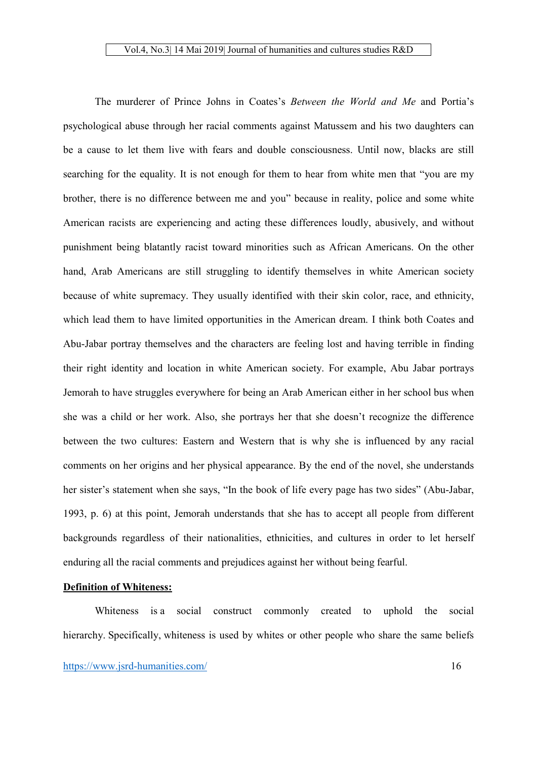The murderer of Prince Johns in Coates's *Between the World and Me* and Portia's psychological abuse through her racial comments against Matussem and his two daughters can be a cause to let them live with fears and double consciousness. Until now, blacks are still searching for the equality. It is not enough for them to hear from white men that "you are my brother, there is no difference between me and you" because in reality, police and some white American racists are experiencing and acting these differences loudly, abusively, and without punishment being blatantly racist toward minorities such as African Americans. On the other hand, Arab Americans are still struggling to identify themselves in white American society because of white supremacy. They usually identified with their skin color, race, and ethnicity, which lead them to have limited opportunities in the American dream. I think both Coates and Abu-Jabar portray themselves and the characters are feeling lost and having terrible in finding their right identity and location in white American society. For example, Abu Jabar portrays Jemorah to have struggles everywhere for being an Arab American either in her school bus when she was a child or her work. Also, she portrays her that she doesn't recognize the difference between the two cultures: Eastern and Western that is why she is influenced by any racial comments on her origins and her physical appearance. By the end of the novel, she understands her sister's statement when she says, "In the book of life every page has two sides" (Abu-Jabar, 1993, p. 6) at this point, Jemorah understands that she has to accept all people from different backgrounds regardless of their nationalities, ethnicities, and cultures in order to let herself enduring all the racial comments and prejudices against her without being fearful.

**Definition of Whiteness:**

Whiteness is a social construct commonly created to uphold the social hierarchy. Specifically, whiteness is used by whites or other people who share the same beliefs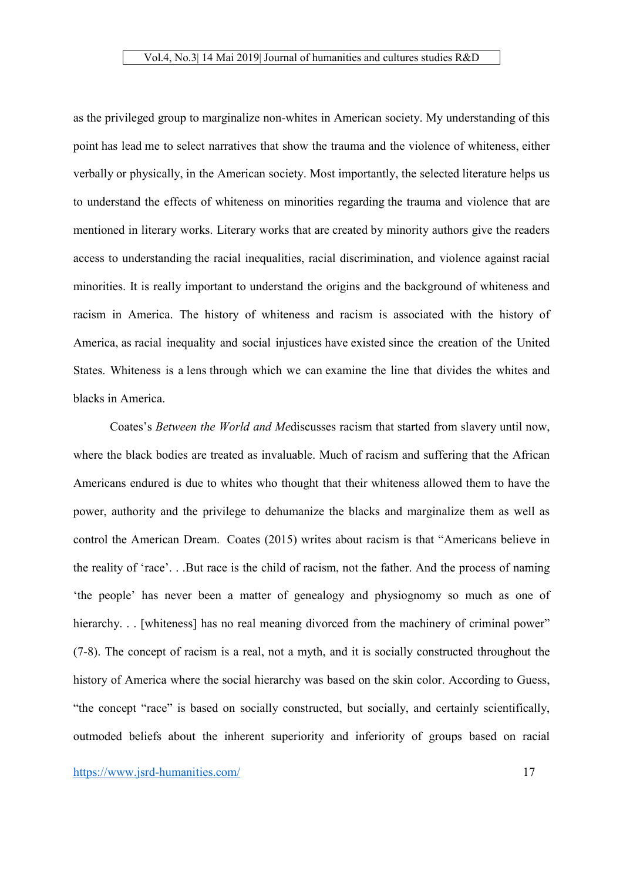as the privileged group to marginalize non-whites in American society. My understanding of this point has lead me to select narratives that show the trauma and the violence of whiteness, either verbally or physically, in the American society. Most importantly, the selected literature helps us to understand the effects of whiteness on minorities regarding the trauma and violence that are mentioned in literary works. Literary works that are created by minority authors give the readers access to understanding the racial inequalities, racial discrimination, and violence against racial minorities. It is really important to understand the origins and the background of whiteness and racism in America. The history of whiteness and racism is associated with the history of America, as racial inequality and social injustices have existed since the creation of the United States. Whiteness is a lens through which we can examine the line that divides the whites and blacks in America.

Coates's *Between the World and Me*discusses racism that started from slavery until now, where the black bodies are treated as invaluable. Much of racism and suffering that the African Americans endured is due to whites who thought that their whiteness allowed them to have the power, authority and the privilege to dehumanize the blacks and marginalize them as well as control the American Dream. Coates (2015) writes about racism is that "Americans believe in the reality of 'race'. . .But race is the child of racism, not the father. And the process of naming 'the people' has never been a matter of genealogy and physiognomy so much as one of hierarchy. . . [whiteness] has no real meaning divorced from the machinery of criminal power" (7-8). The concept of racism is a real, not a myth, and it is socially constructed throughout the history of America where the social hierarchy was based on the skin color. According to Guess, "the concept "race" is based on socially constructed, but socially, and certainly scientifically, outmoded beliefs about the inherent superiority and inferiority of groups based on racial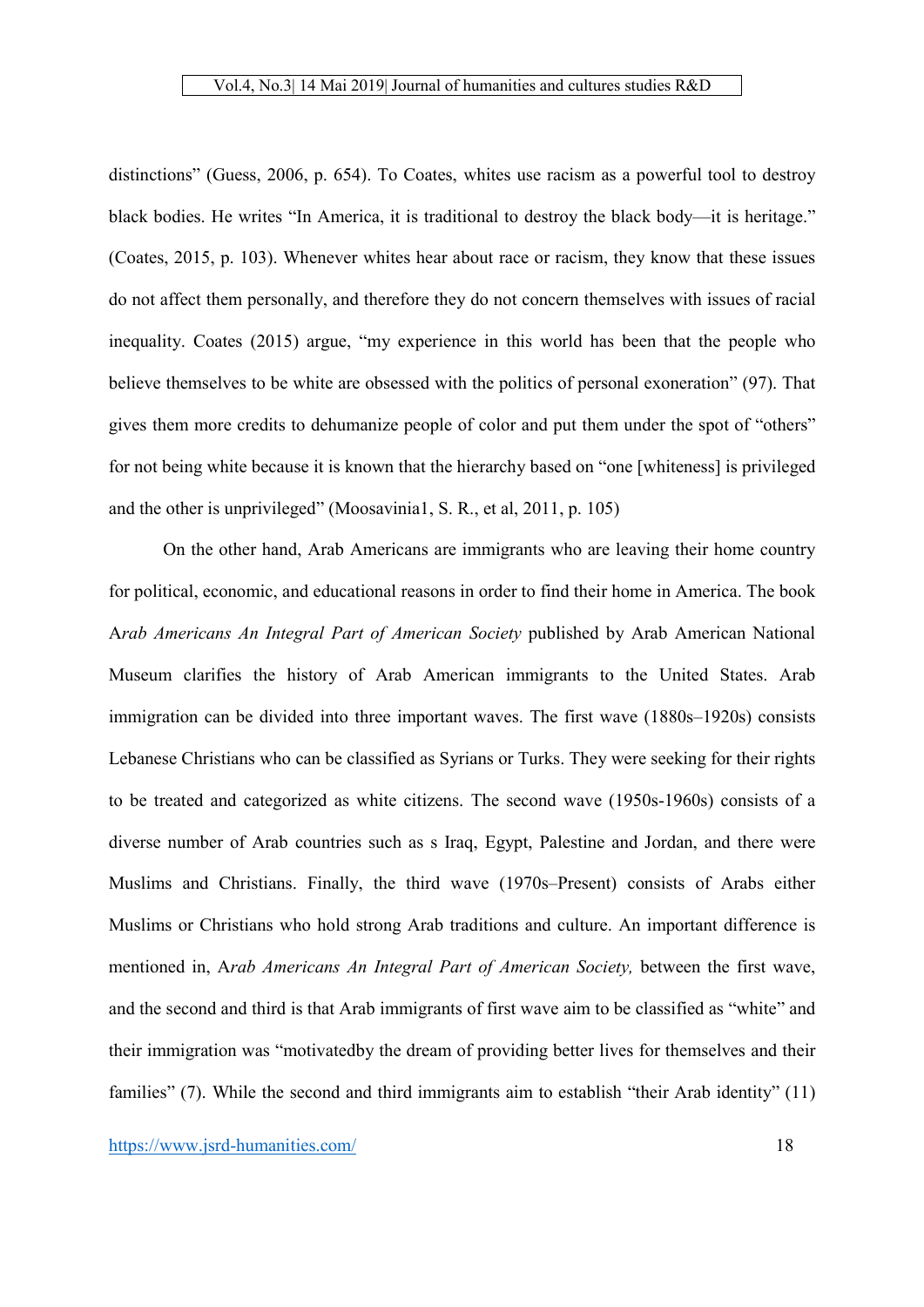distinctions" (Guess, 2006, p. 654). To Coates, whites use racism as a powerful tool to destroy black bodies. He writes "In America, it is traditional to destroy the black body—it is heritage." (Coates, 2015, p. 103). Whenever whites hear about race or racism, they know that these issues do not affect them personally, and therefore they do not concern themselves with issues of racial inequality. Coates (2015) argue, "my experience in this world has been that the people who believe themselves to be white are obsessed with the politics of personal exoneration" (97). That gives them more credits to dehumanize people of color and put them under the spot of "others" for not being white because it is known that the hierarchy based on "one [whiteness] is privileged and the other is unprivileged" (Moosavinia1, S. R., et al, 2011, p. 105)

On the other hand, Arab Americans are immigrants who are leaving their home country for political, economic, and educational reasons in order to find their home in America. The book A*rab Americans An Integral Part of American Society* published by Arab American National Museum clarifies the history of Arab American immigrants to the United States. Arab immigration can be divided into three important waves. The first wave (1880s–1920s) consists Lebanese Christians who can be classified as Syrians or Turks. They were seeking for their rights to be treated and categorized as white citizens. The second wave (1950s-1960s) consists of a diverse number of Arab countries such as s Iraq, Egypt, Palestine and Jordan, and there were Muslims and Christians. Finally, the third wave (1970s–Present) consists of Arabs either Muslims or Christians who hold strong Arab traditions and culture. An important difference is mentioned in, A*rab Americans An Integral Part of American Society,* between the first wave, and the second and third is that Arab immigrants of first wave aim to be classified as "white" and their immigration was "motivatedby the dream of providing better lives for themselves and their families" (7). While the second and third immigrants aim to establish "their Arab identity" (11)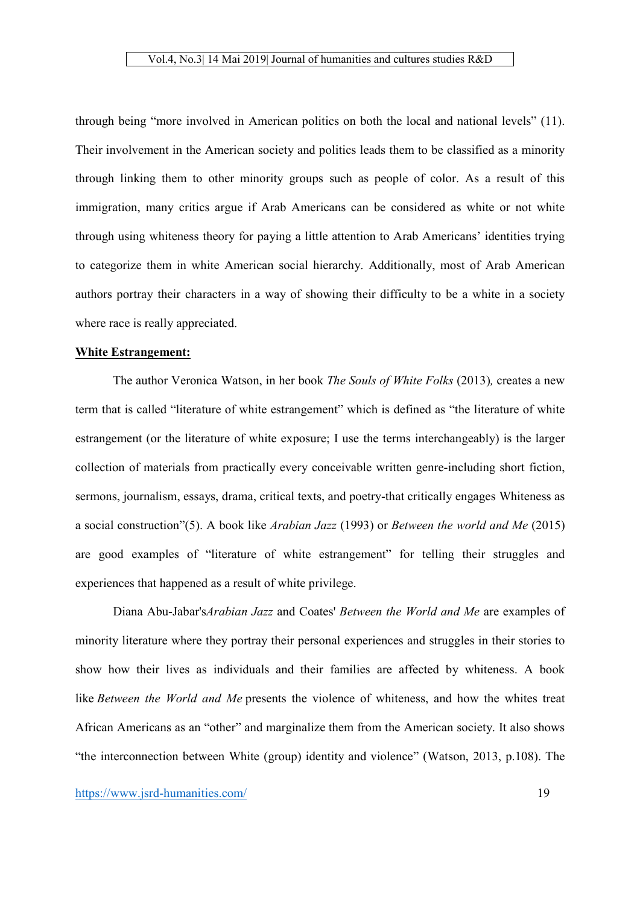through being “more involved in American politics on both the local and national levels” (11). Their involvement in the American society and politics leads them to be classified as a minority through linking them to other minority groups such as people of color. As a result of this immigration, many critics argue if Arab Americans can be considered as white or not white through using whiteness theory for paying a little attention to Arab Americans’ identities trying to categorize them in white American social hierarchy. Additionally, most of Arab American authors portray their characters in a way of showing their difficulty to be a white in a society where race is really appreciated.

**<u>White Estrangement:</u>**

The author Veronica Watson, in her book *The Souls of White Folks* (2013)*,* creates a new term that is called “literature of white estrangement” which is defined as “the literature of white estrangement (or the literature of white exposure; I use the terms interchangeably) is the larger collection of materials from practically every conceivable written genre-including short fiction, sermons, journalism, essays, drama, critical texts, and poetry-that critically engages Whiteness as a social construction”(5). A book like *Arabian Jazz* (1993) or *Between the world and Me* (2015) are good examples of “literature of white estrangement” for telling their struggles and experiences that happened as a result of white privilege.

Diana Abu-Jabar's*Arabian Jazz* and Coates' *Between the World and Me* are examples of minority literature where they portray their personal experiences and struggles in their stories to show how their lives as individuals and their families are affected by whiteness. A book like *Between the World and Me* presents the violence of whiteness, and how the whites treat African Americans as an “other” and marginalize them from the American society. It also shows “the interconnection between White (group) identity and violence” (Watson, 2013, p.108). The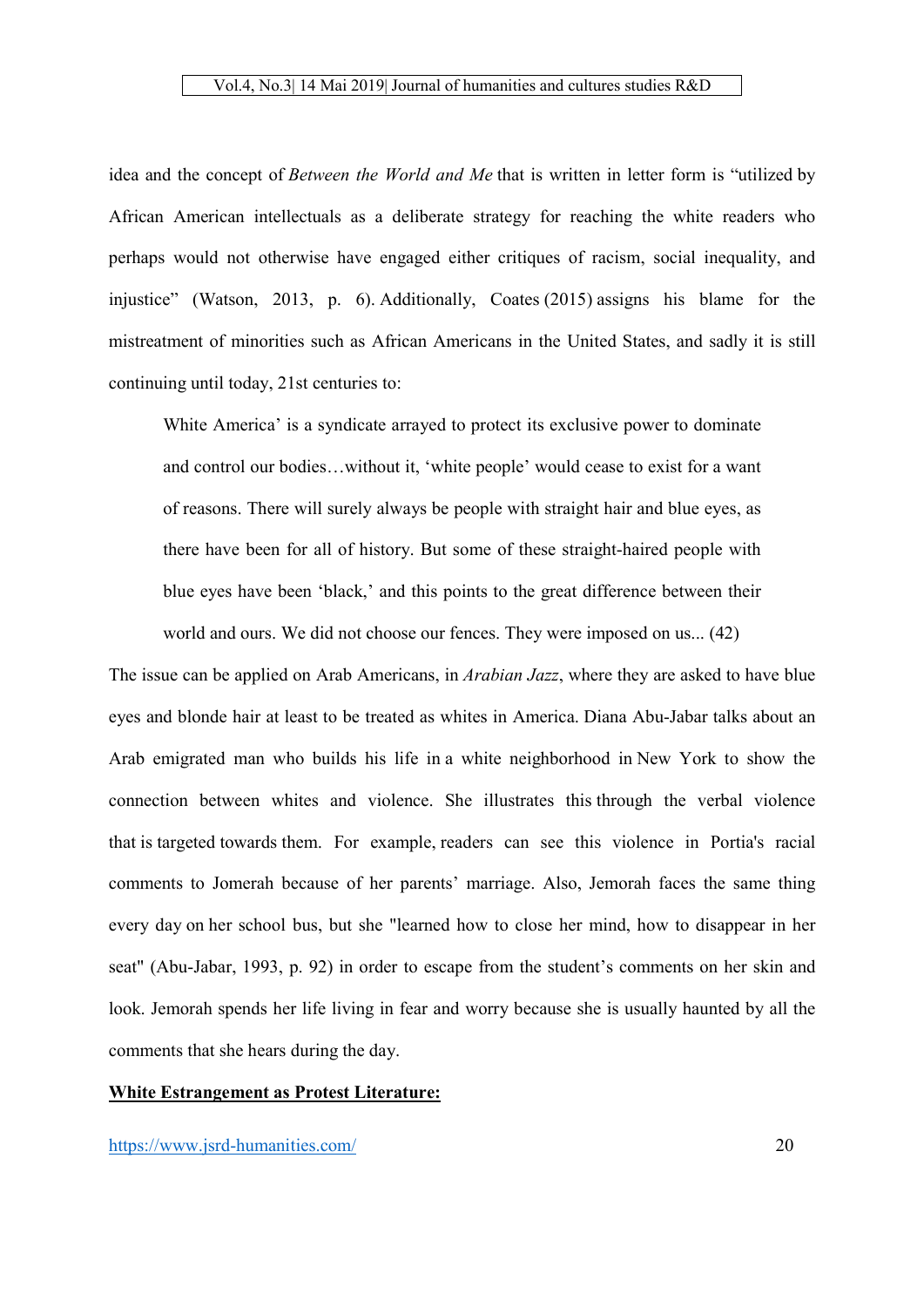idea and the concept of *Between the World and Me* that is written in letter form is "utilized by African American intellectuals as a deliberate strategy for reaching the white readers who perhaps would not otherwise have engaged either critiques of racism, social inequality, and injustice" (Watson, 2013, p. 6). Additionally, Coates (2015) assigns his blame for the mistreatment of minorities such as African Americans in the United States, and sadly it is still continuing until today, 21st centuries to:

> White America' is a syndicate arrayed to protect its exclusive power to dominate and control our bodies…without it, 'white people' would cease to exist for a want of reasons. There will surely always be people with straight hair and blue eyes, as there have been for all of history. But some of these straight-haired people with blue eyes have been 'black,' and this points to the great difference between their world and ours. We did not choose our fences. They were imposed on us... (42)

The issue can be applied on Arab Americans, in *Arabian Jazz*, where they are asked to have blue eyes and blonde hair at least to be treated as whites in America. Diana Abu-Jabar talks about an Arab emigrated man who builds his life in a white neighborhood in New York to show the connection between whites and violence. She illustrates this through the verbal violence that is targeted towards them. For example, readers can see this violence in Portia's racial comments to Jomerah because of her parents' marriage. Also, Jemorah faces the same thing every day on her school bus, but she "learned how to close her mind, how to disappear in her seat" (Abu-Jabar, 1993, p. 92) in order to escape from the student's comments on her skin and look. Jemorah spends her life living in fear and worry because she is usually haunted by all the comments that she hears during the day.

**<u>White Estrangement as Protest Literature:</u>**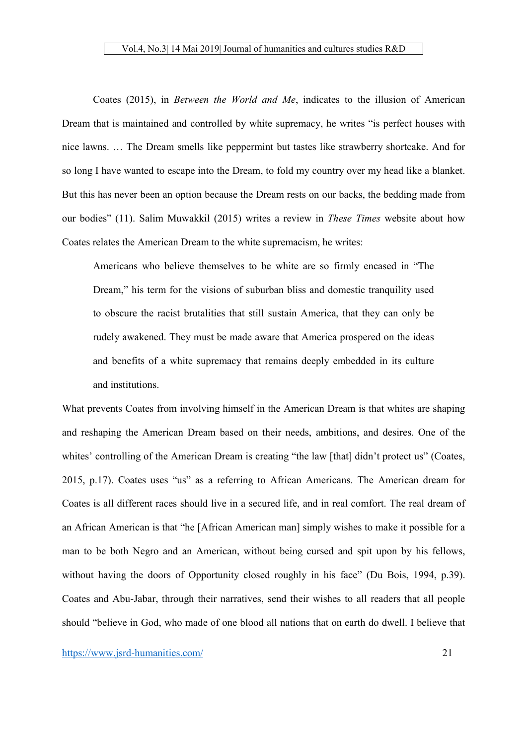Coates (2015), in *Between the World and Me*, indicates to the illusion of American Dream that is maintained and controlled by white supremacy, he writes "is perfect houses with nice lawns. … The Dream smells like peppermint but tastes like strawberry shortcake. And for so long I have wanted to escape into the Dream, to fold my country over my head like a blanket. But this has never been an option because the Dream rests on our backs, the bedding made from our bodies" (11). Salim Muwakkil (2015) writes a review in *These Times* website about how Coates relates the American Dream to the white supremacism, he writes:

> Americans who believe themselves to be white are so firmly encased in "The Dream," his term for the visions of suburban bliss and domestic tranquility used to obscure the racist brutalities that still sustain America, that they can only be rudely awakened. They must be made aware that America prospered on the ideas and benefits of a white supremacy that remains deeply embedded in its culture and institutions.

What prevents Coates from involving himself in the American Dream is that whites are shaping and reshaping the American Dream based on their needs, ambitions, and desires. One of the whites' controlling of the American Dream is creating "the law [that] didn't protect us" (Coates, 2015, p.17). Coates uses "us" as a referring to African Americans. The American dream for Coates is all different races should live in a secured life, and in real comfort. The real dream of an African American is that "he [African American man] simply wishes to make it possible for a man to be both Negro and an American, without being cursed and spit upon by his fellows, without having the doors of Opportunity closed roughly in his face" (Du Bois, 1994, p.39). Coates and Abu-Jabar, through their narratives, send their wishes to all readers that all people should "believe in God, who made of one blood all nations that on earth do dwell. I believe that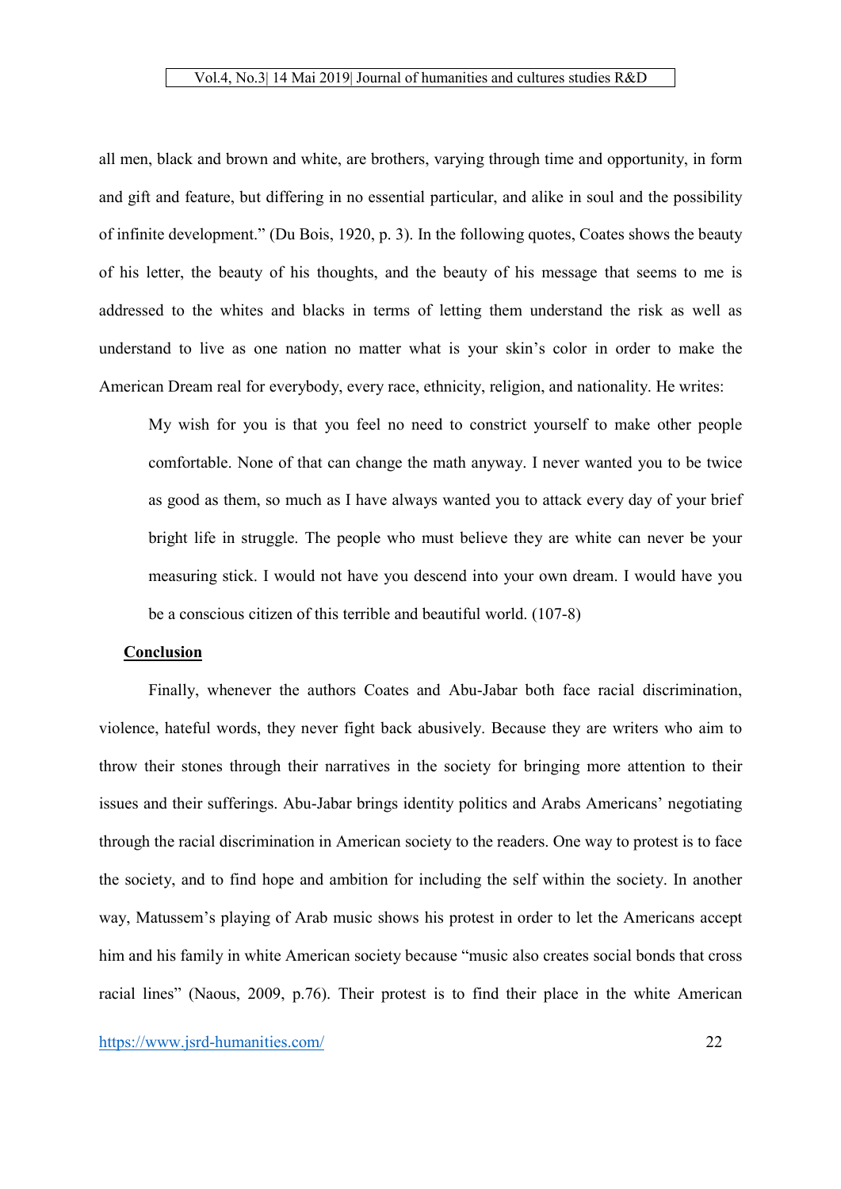all men, black and brown and white, are brothers, varying through time and opportunity, in form and gift and feature, but differing in no essential particular, and alike in soul and the possibility of infinite development." (Du Bois, 1920, p. 3). In the following quotes, Coates shows the beauty of his letter, the beauty of his thoughts, and the beauty of his message that seems to me is addressed to the whites and blacks in terms of letting them understand the risk as well as understand to live as one nation no matter what is your skin's color in order to make the American Dream real for everybody, every race, ethnicity, religion, and nationality. He writes:

> My wish for you is that you feel no need to constrict yourself to make other people comfortable. None of that can change the math anyway. I never wanted you to be twice as good as them, so much as I have always wanted you to attack every day of your brief bright life in struggle. The people who must believe they are white can never be your measuring stick. I would not have you descend into your own dream. I would have you be a conscious citizen of this terrible and beautiful world. (107-8)

## Conclusion

Finally, whenever the authors Coates and Abu-Jabar both face racial discrimination, violence, hateful words, they never fight back abusively. Because they are writers who aim to throw their stones through their narratives in the society for bringing more attention to their issues and their sufferings. Abu-Jabar brings identity politics and Arabs Americans' negotiating through the racial discrimination in American society to the readers. One way to protest is to face the society, and to find hope and ambition for including the self within the society. In another way, Matussem's playing of Arab music shows his protest in order to let the Americans accept him and his family in white American society because "music also creates social bonds that cross racial lines" (Naous, 2009, p.76). Their protest is to find their place in the white American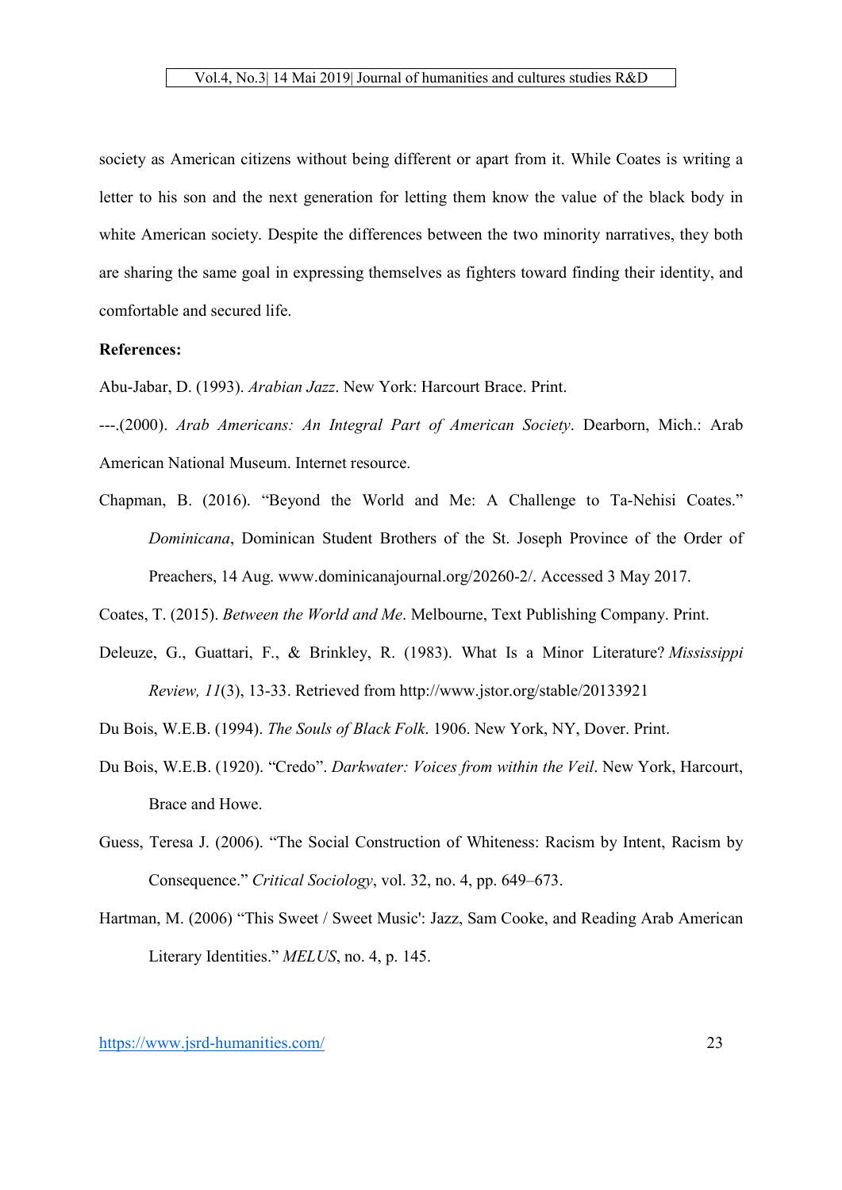society as American citizens without being different or apart from it. While Coates is writing a letter to his son and the next generation for letting them know the value of the black body in white American society. Despite the differences between the two minority narratives, they both are sharing the same goal in expressing themselves as fighters toward finding their identity, and comfortable and secured life.

**References:**

Abu-Jabar, D. (1993). *Arabian Jazz*. New York: Harcourt Brace. Print.

---.(2000). *Arab Americans: An Integral Part of American Society*. Dearborn, Mich.: Arab American National Museum. Internet resource.

Chapman, B. (2016). "Beyond the World and Me: A Challenge to Ta-Nehisi Coates." *Dominicana*, Dominican Student Brothers of the St. Joseph Province of the Order of Preachers, 14 Aug. www.dominicanajournal.org/20260-2/. Accessed 3 May 2017.

Coates, T. (2015). *Between the World and Me*. Melbourne, Text Publishing Company. Print.

Deleuze, G., Guattari, F., & Brinkley, R. (1983). What Is a Minor Literature? *Mississippi Review, 11*(3), 13-33. Retrieved from http://www.jstor.org/stable/20133921

Du Bois, W.E.B. (1994). *The Souls of Black Folk*. 1906. New York, NY, Dover. Print.

Du Bois, W.E.B. (1920). "Credo". *Darkwater: Voices from within the Veil*. New York, Harcourt, Brace and Howe.

Guess, Teresa J. (2006). "The Social Construction of Whiteness: Racism by Intent, Racism by Consequence." *Critical Sociology*, vol. 32, no. 4, pp. 649–673.

Hartman, M. (2006) "This Sweet / Sweet Music': Jazz, Sam Cooke, and Reading Arab American Literary Identities." *MELUS*, no. 4, p. 145.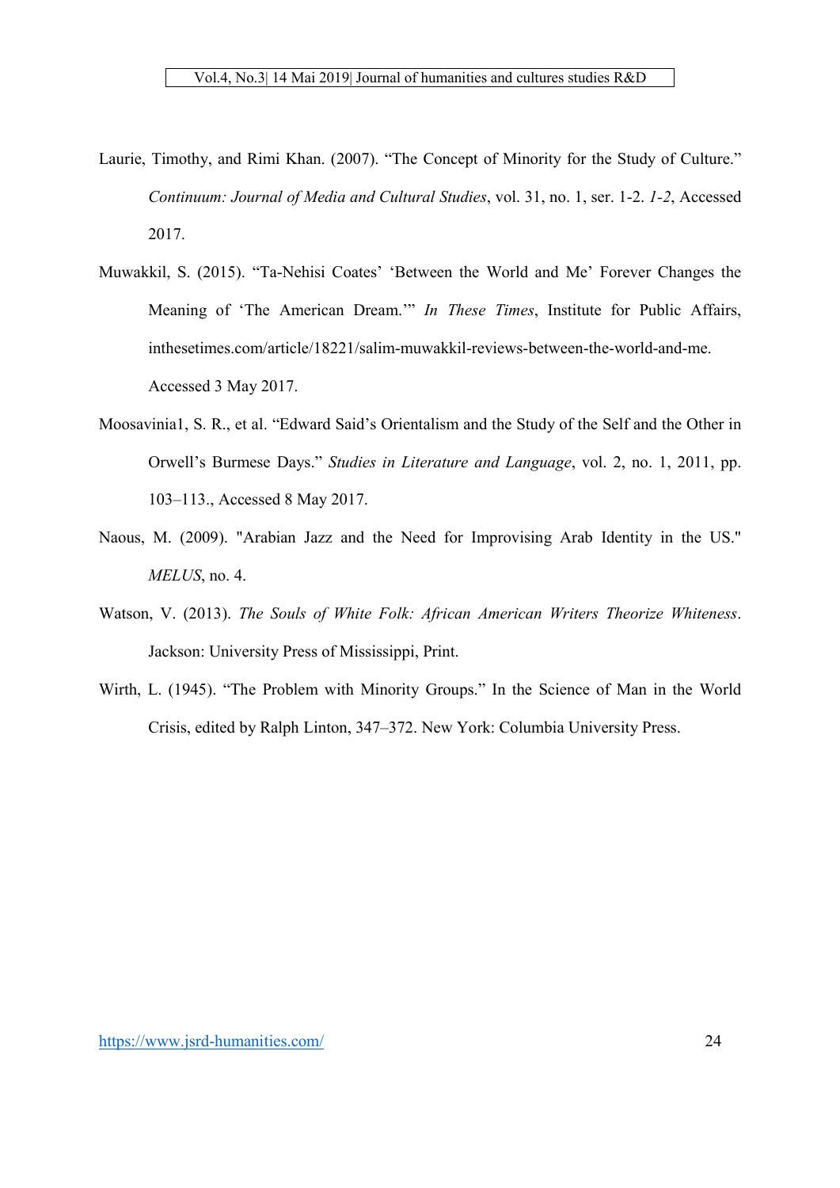Laurie, Timothy, and Rimi Khan. (2007). "The Concept of Minority for the Study of Culture." *Continuum: Journal of Media and Cultural Studies*, vol. 31, no. 1, ser. 1-2. *1-2*, Accessed 2017.

Muwakkil, S. (2015). "Ta-Nehisi Coates' 'Between the World and Me' Forever Changes the Meaning of 'The American Dream.'" *In These Times*, Institute for Public Affairs, inthesetimes.com/article/18221/salim-muwakkil-reviews-between-the-world-and-me. Accessed 3 May 2017.

Moosavinia1, S. R., et al. "Edward Said's Orientalism and the Study of the Self and the Other in Orwell's Burmese Days." *Studies in Literature and Language*, vol. 2, no. 1, 2011, pp. 103–113., Accessed 8 May 2017.

Naous, M. (2009). "Arabian Jazz and the Need for Improvising Arab Identity in the US." *MELUS*, no. 4.

Watson, V. (2013). *The Souls of White Folk: African American Writers Theorize Whiteness*. Jackson: University Press of Mississippi, Print.

Wirth, L. (1945). "The Problem with Minority Groups." In the Science of Man in the World Crisis, edited by Ralph Linton, 347–372. New York: Columbia University Press.